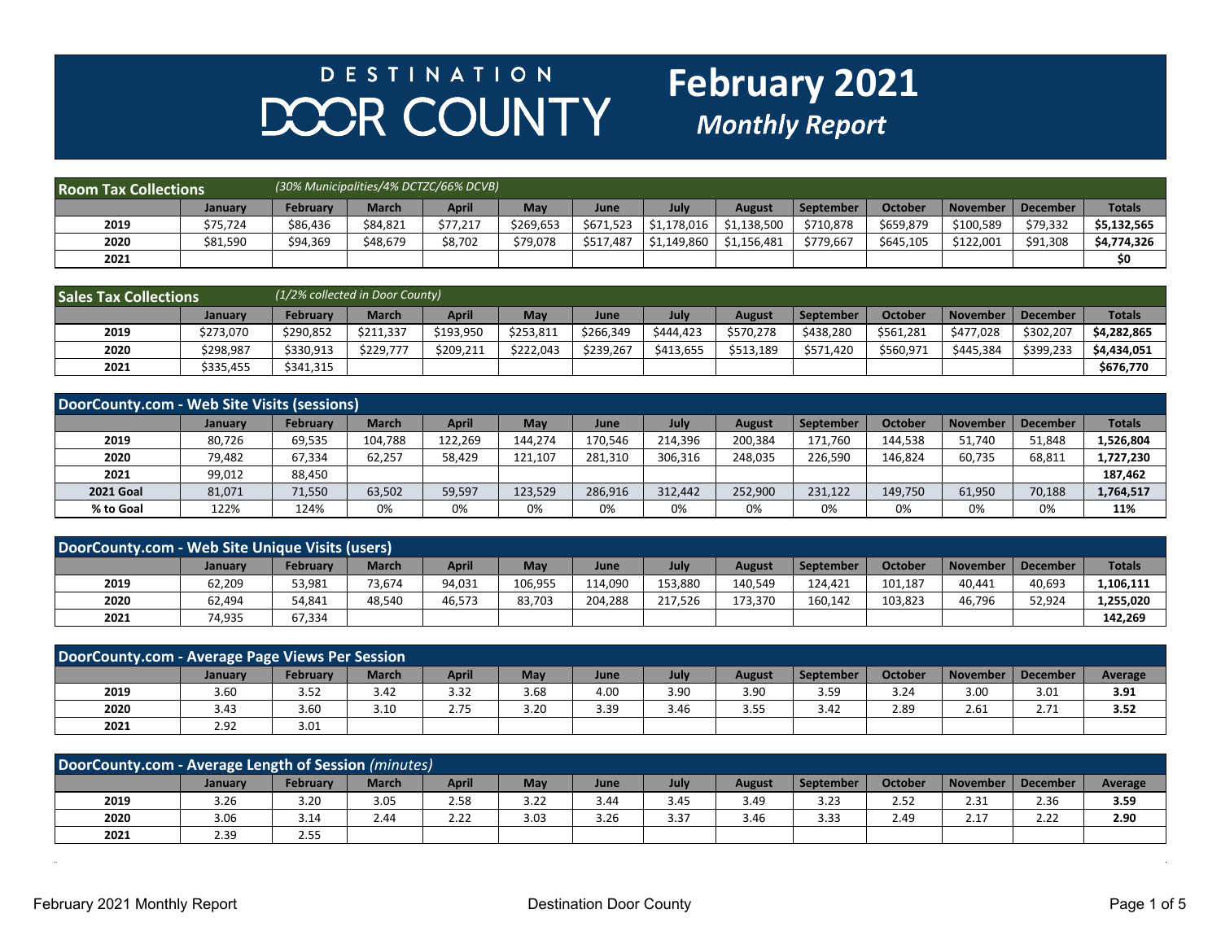# DESTINATION DOOR COUNTY

# February 2021

## *Monthly Report*

| Room Tax Collections | *(30% Municipalities/4% DCTZC/66% DCVB)* | | | | | | | | | | | | |
|---|---|---|---|---|---|---|---|---|---|---|---|---|---|
| | **January** | **February** | **March** | **April** | **May** | **June** | **July** | **August** | **September** | **October** | **November** | **December** | **Totals** |
| **2019** | $75,724 | $86,436 | $84,821 | $77,217 | $269,653 | $671,523 | $1,178,016 | $1,138,500 | $710,878 | $659,879 | $100,589 | $79,332 | **$5,132,565** |
| **2020** | $81,590 | $94,369 | $48,679 | $8,702 | $79,078 | $517,487 | $1,149,860 | $1,156,481 | $779,667 | $645,105 | $122,001 | $91,308 | **$4,774,326** |
| **2021** | | | | | | | | | | | | | **$0** |

| Sales Tax Collections | *(1/2% collected in Door County)* | | | | | | | | | | | | |
|---|---|---|---|---|---|---|---|---|---|---|---|---|---|
| | **January** | **February** | **March** | **April** | **May** | **June** | **July** | **August** | **September** | **October** | **November** | **December** | **Totals** |
| **2019** | $273,070 | $290,852 | $211,337 | $193,950 | $253,811 | $266,349 | $444,423 | $570,278 | $438,280 | $561,281 | $477,028 | $302,207 | **$4,282,865** |
| **2020** | $298,987 | $330,913 | $229,777 | $209,211 | $222,043 | $239,267 | $413,655 | $513,189 | $571,420 | $560,971 | $445,384 | $399,233 | **$4,434,051** |
| **2021** | $335,455 | $341,315 | | | | | | | | | | | **$676,770** |

| DoorCounty.com - Web Site Visits (sessions) | | | | | | | | | | | | | |
|---|---|---|---|---|---|---|---|---|---|---|---|---|---|
| | **January** | **February** | **March** | **April** | **May** | **June** | **July** | **August** | **September** | **October** | **November** | **December** | **Totals** |
| **2019** | 80,726 | 69,535 | 104,788 | 122,269 | 144,274 | 170,546 | 214,396 | 200,384 | 171,760 | 144,538 | 51,740 | 51,848 | **1,526,804** |
| **2020** | 79,482 | 67,334 | 62,257 | 58,429 | 121,107 | 281,310 | 306,316 | 248,035 | 226,590 | 146,824 | 60,735 | 68,811 | **1,727,230** |
| **2021** | 99,012 | 88,450 | | | | | | | | | | | **187,462** |
| **2021 Goal** | 81,071 | 71,550 | 63,502 | 59,597 | 123,529 | 286,916 | 312,442 | 252,900 | 231,122 | 149,750 | 61,950 | 70,188 | **1,764,517** |
| **% to Goal** | 122% | 124% | 0% | 0% | 0% | 0% | 0% | 0% | 0% | 0% | 0% | 0% | **11%** |

| DoorCounty.com - Web Site Unique Visits (users) | | | | | | | | | | | | | |
|---|---|---|---|---|---|---|---|---|---|---|---|---|---|
| | **January** | **February** | **March** | **April** | **May** | **June** | **July** | **August** | **September** | **October** | **November** | **December** | **Totals** |
| **2019** | 62,209 | 53,981 | 73,674 | 94,031 | 106,955 | 114,090 | 153,880 | 140,549 | 124,421 | 101,187 | 40,441 | 40,693 | **1,106,111** |
| **2020** | 62,494 | 54,841 | 48,540 | 46,573 | 83,703 | 204,288 | 217,526 | 173,370 | 160,142 | 103,823 | 46,796 | 52,924 | **1,255,020** |
| **2021** | 74,935 | 67,334 | | | | | | | | | | | **142,269** |

| DoorCounty.com - Average Page Views Per Session | | | | | | | | | | | | | |
|---|---|---|---|---|---|---|---|---|---|---|---|---|---|
| | **January** | **February** | **March** | **April** | **May** | **June** | **July** | **August** | **September** | **October** | **November** | **December** | **Average** |
| **2019** | 3.60 | 3.52 | 3.42 | 3.32 | 3.68 | 4.00 | 3.90 | 3.90 | 3.59 | 3.24 | 3.00 | 3.01 | **3.91** |
| **2020** | 3.43 | 3.60 | 3.10 | 2.75 | 3.20 | 3.39 | 3.46 | 3.55 | 3.42 | 2.89 | 2.61 | 2.71 | **3.52** |
| **2021** | 2.92 | 3.01 | | | | | | | | | | | |

| DoorCounty.com - Average Length of Session *(minutes)* | | | | | | | | | | | | | |
|---|---|---|---|---|---|---|---|---|---|---|---|---|---|
| | **January** | **February** | **March** | **April** | **May** | **June** | **July** | **August** | **September** | **October** | **November** | **December** | **Average** |
| **2019** | 3.26 | 3.20 | 3.05 | 2.58 | 3.22 | 3.44 | 3.45 | 3.49 | 3.23 | 2.52 | 2.31 | 2.36 | **3.59** |
| **2020** | 3.06 | 3.14 | 2.44 | 2.22 | 3.03 | 3.26 | 3.37 | 3.46 | 3.33 | 2.49 | 2.17 | 2.22 | **2.90** |
| **2021** | 2.39 | 2.55 | | | | | | | | | | | |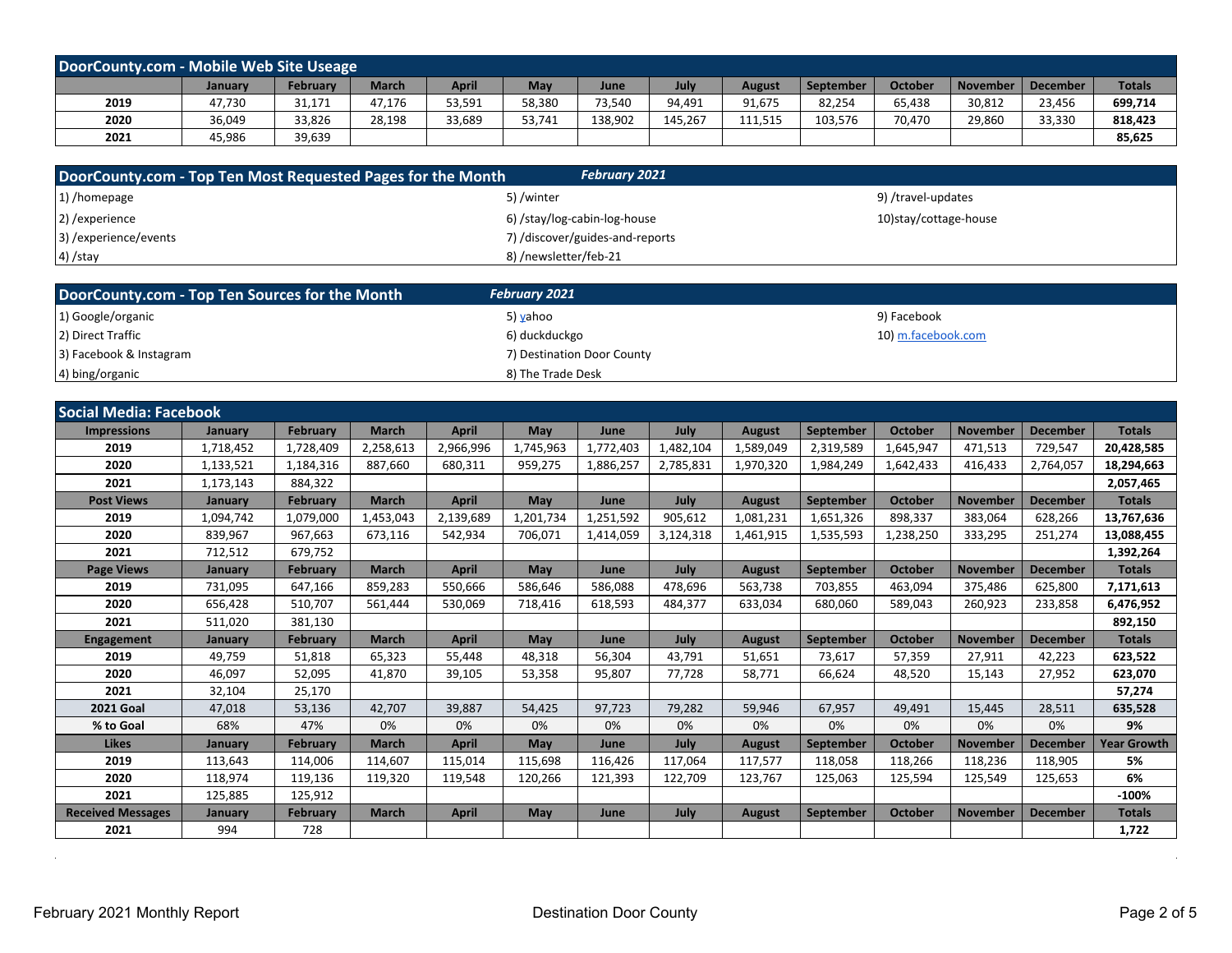## DoorCounty.com - Mobile Web Site Useage

| | January | February | March | April | May | June | July | August | September | October | November | December | Totals |
|---|---|---|---|---|---|---|---|---|---|---|---|---|---|
| 2019 | 47,730 | 31,171 | 47,176 | 53,591 | 58,380 | 73,540 | 94,491 | 91,675 | 82,254 | 65,438 | 30,812 | 23,456 | **699,714** |
| 2020 | 36,049 | 33,826 | 28,198 | 33,689 | 53,741 | 138,902 | 145,267 | 111,515 | 103,576 | 70,470 | 29,860 | 33,330 | **818,423** |
| 2021 | 45,986 | 39,639 | | | | | | | | | | | **85,625** |

## DoorCounty.com - Top Ten Most Requested Pages for the Month — *February 2021*

1) /homepage
2) /experience
3) /experience/events
4) /stay
5) /winter
6) /stay/log-cabin-log-house
7) /discover/guides-and-reports
8) /newsletter/feb-21
9) /travel-updates
10)stay/cottage-house

## DoorCounty.com - Top Ten Sources for the Month — *February 2021*

1) Google/organic
2) Direct Traffic
3) Facebook & Instagram
4) bing/organic
5) yahoo
6) duckduckgo
7) Destination Door County
8) The Trade Desk
9) Facebook
10) m.facebook.com

## Social Media: Facebook

| Impressions | January | February | March | April | May | June | July | August | September | October | November | December | Totals |
|---|---|---|---|---|---|---|---|---|---|---|---|---|---|
| 2019 | 1,718,452 | 1,728,409 | 2,258,613 | 2,966,996 | 1,745,963 | 1,772,403 | 1,482,104 | 1,589,049 | 2,319,589 | 1,645,947 | 471,513 | 729,547 | **20,428,585** |
| 2020 | 1,133,521 | 1,184,316 | 887,660 | 680,311 | 959,275 | 1,886,257 | 2,785,831 | 1,970,320 | 1,984,249 | 1,642,433 | 416,433 | 2,764,057 | **18,294,663** |
| 2021 | 1,173,143 | 884,322 | | | | | | | | | | | **2,057,465** |
| **Post Views** | **January** | **February** | **March** | **April** | **May** | **June** | **July** | **August** | **September** | **October** | **November** | **December** | **Totals** |
| 2019 | 1,094,742 | 1,079,000 | 1,453,043 | 2,139,689 | 1,201,734 | 1,251,592 | 905,612 | 1,081,231 | 1,651,326 | 898,337 | 383,064 | 628,266 | **13,767,636** |
| 2020 | 839,967 | 967,663 | 673,116 | 542,934 | 706,071 | 1,414,059 | 3,124,318 | 1,461,915 | 1,535,593 | 1,238,250 | 333,295 | 251,274 | **13,088,455** |
| 2021 | 712,512 | 679,752 | | | | | | | | | | | **1,392,264** |
| **Page Views** | **January** | **February** | **March** | **April** | **May** | **June** | **July** | **August** | **September** | **October** | **November** | **December** | **Totals** |
| 2019 | 731,095 | 647,166 | 859,283 | 550,666 | 586,646 | 586,088 | 478,696 | 563,738 | 703,855 | 463,094 | 375,486 | 625,800 | **7,171,613** |
| 2020 | 656,428 | 510,707 | 561,444 | 530,069 | 718,416 | 618,593 | 484,377 | 633,034 | 680,060 | 589,043 | 260,923 | 233,858 | **6,476,952** |
| 2021 | 511,020 | 381,130 | | | | | | | | | | | **892,150** |
| **Engagement** | **January** | **February** | **March** | **April** | **May** | **June** | **July** | **August** | **September** | **October** | **November** | **December** | **Totals** |
| 2019 | 49,759 | 51,818 | 65,323 | 55,448 | 48,318 | 56,304 | 43,791 | 51,651 | 73,617 | 57,359 | 27,911 | 42,223 | **623,522** |
| 2020 | 46,097 | 52,095 | 41,870 | 39,105 | 53,358 | 95,807 | 77,728 | 58,771 | 66,624 | 48,520 | 15,143 | 27,952 | **623,070** |
| 2021 | 32,104 | 25,170 | | | | | | | | | | | **57,274** |
| **2021 Goal** | 47,018 | 53,136 | 42,707 | 39,887 | 54,425 | 97,723 | 79,282 | 59,946 | 67,957 | 49,491 | 15,445 | 28,511 | **635,528** |
| **% to Goal** | 68% | 47% | 0% | 0% | 0% | 0% | 0% | 0% | 0% | 0% | 0% | 0% | **9%** |
| **Likes** | **January** | **February** | **March** | **April** | **May** | **June** | **July** | **August** | **September** | **October** | **November** | **December** | **Year Growth** |
| 2019 | 113,643 | 114,006 | 114,607 | 115,014 | 115,698 | 116,426 | 117,064 | 117,577 | 118,058 | 118,266 | 118,236 | 118,905 | **5%** |
| 2020 | 118,974 | 119,136 | 119,320 | 119,548 | 120,266 | 121,393 | 122,709 | 123,767 | 125,063 | 125,594 | 125,549 | 125,653 | **6%** |
| 2021 | 125,885 | 125,912 | | | | | | | | | | | **-100%** |
| **Received Messages** | **January** | **February** | **March** | **April** | **May** | **June** | **July** | **August** | **September** | **October** | **November** | **December** | **Totals** |
| 2021 | 994 | 728 | | | | | | | | | | | **1,722** |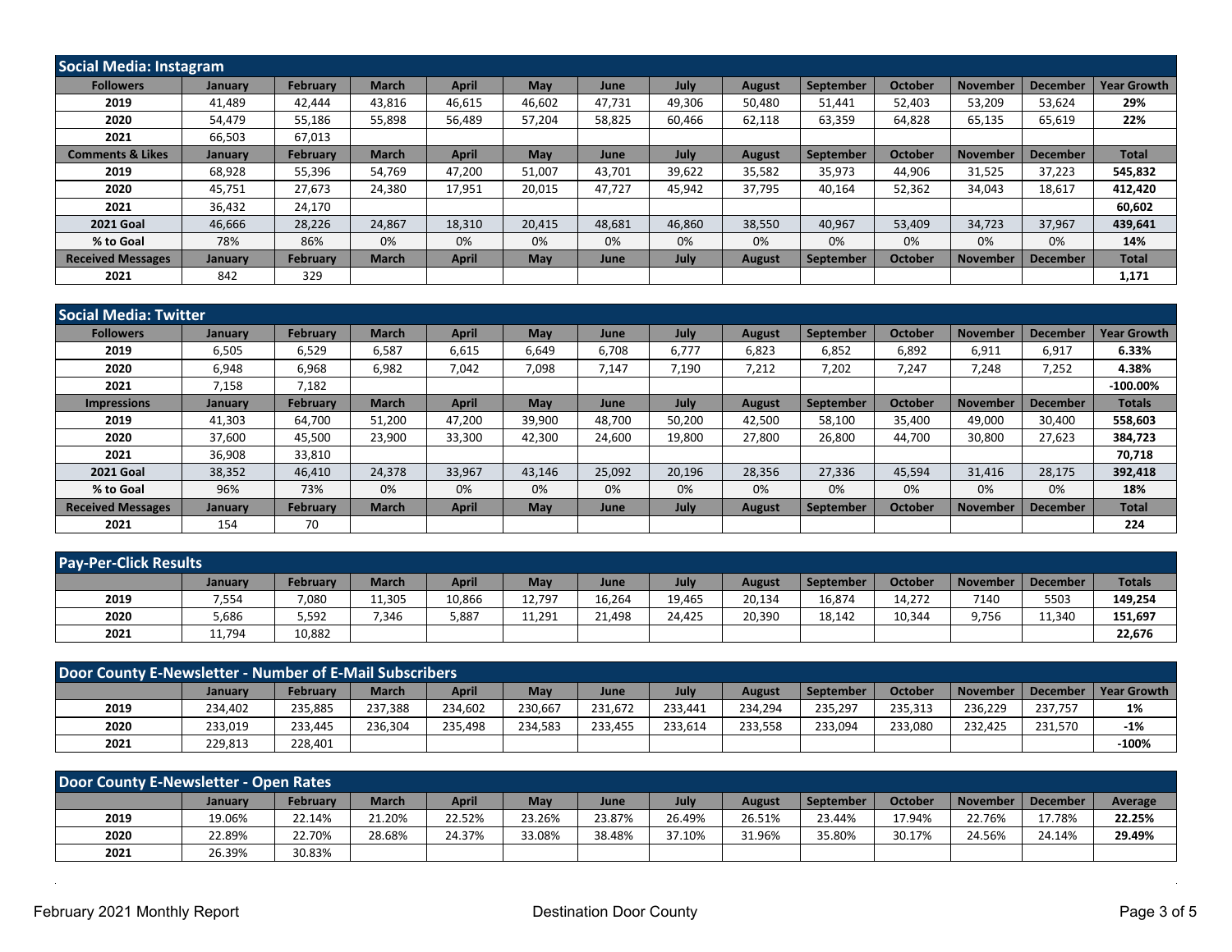## Social Media: Instagram

| Followers | January | February | March | April | May | June | July | August | September | October | November | December | Year Growth |
|---|---|---|---|---|---|---|---|---|---|---|---|---|---|
| 2019 | 41,489 | 42,444 | 43,816 | 46,615 | 46,602 | 47,731 | 49,306 | 50,480 | 51,441 | 52,403 | 53,209 | 53,624 | 29% |
| 2020 | 54,479 | 55,186 | 55,898 | 56,489 | 57,204 | 58,825 | 60,466 | 62,118 | 63,359 | 64,828 | 65,135 | 65,619 | 22% |
| 2021 | 66,503 | 67,013 | | | | | | | | | | | |
| **Comments & Likes** | **January** | **February** | **March** | **April** | **May** | **June** | **July** | **August** | **September** | **October** | **November** | **December** | **Total** |
| 2019 | 68,928 | 55,396 | 54,769 | 47,200 | 51,007 | 43,701 | 39,622 | 35,582 | 35,973 | 44,906 | 31,525 | 37,223 | 545,832 |
| 2020 | 45,751 | 27,673 | 24,380 | 17,951 | 20,015 | 47,727 | 45,942 | 37,795 | 40,164 | 52,362 | 34,043 | 18,617 | 412,420 |
| 2021 | 36,432 | 24,170 | | | | | | | | | | | 60,602 |
| 2021 Goal | 46,666 | 28,226 | 24,867 | 18,310 | 20,415 | 48,681 | 46,860 | 38,550 | 40,967 | 53,409 | 34,723 | 37,967 | 439,641 |
| % to Goal | 78% | 86% | 0% | 0% | 0% | 0% | 0% | 0% | 0% | 0% | 0% | 0% | 14% |
| **Received Messages** | **January** | **February** | **March** | **April** | **May** | **June** | **July** | **August** | **September** | **October** | **November** | **December** | **Total** |
| 2021 | 842 | 329 | | | | | | | | | | | 1,171 |

## Social Media: Twitter

| Followers | January | February | March | April | May | June | July | August | September | October | November | December | Year Growth |
|---|---|---|---|---|---|---|---|---|---|---|---|---|---|
| 2019 | 6,505 | 6,529 | 6,587 | 6,615 | 6,649 | 6,708 | 6,777 | 6,823 | 6,852 | 6,892 | 6,911 | 6,917 | 6.33% |
| 2020 | 6,948 | 6,968 | 6,982 | 7,042 | 7,098 | 7,147 | 7,190 | 7,212 | 7,202 | 7,247 | 7,248 | 7,252 | 4.38% |
| 2021 | 7,158 | 7,182 | | | | | | | | | | | -100.00% |
| **Impressions** | **January** | **February** | **March** | **April** | **May** | **June** | **July** | **August** | **September** | **October** | **November** | **December** | **Totals** |
| 2019 | 41,303 | 64,700 | 51,200 | 47,200 | 39,900 | 48,700 | 50,200 | 42,500 | 58,100 | 35,400 | 49,000 | 30,400 | 558,603 |
| 2020 | 37,600 | 45,500 | 23,900 | 33,300 | 42,300 | 24,600 | 19,800 | 27,800 | 26,800 | 44,700 | 30,800 | 27,623 | 384,723 |
| 2021 | 36,908 | 33,810 | | | | | | | | | | | 70,718 |
| 2021 Goal | 38,352 | 46,410 | 24,378 | 33,967 | 43,146 | 25,092 | 20,196 | 28,356 | 27,336 | 45,594 | 31,416 | 28,175 | 392,418 |
| % to Goal | 96% | 73% | 0% | 0% | 0% | 0% | 0% | 0% | 0% | 0% | 0% | 0% | 18% |
| **Received Messages** | **January** | **February** | **March** | **April** | **May** | **June** | **July** | **August** | **September** | **October** | **November** | **December** | **Total** |
| 2021 | 154 | 70 | | | | | | | | | | | 224 |

## Pay-Per-Click Results

| | January | February | March | April | May | June | July | August | September | October | November | December | Totals |
|---|---|---|---|---|---|---|---|---|---|---|---|---|---|
| 2019 | 7,554 | 7,080 | 11,305 | 10,866 | 12,797 | 16,264 | 19,465 | 20,134 | 16,874 | 14,272 | 7140 | 5503 | 149,254 |
| 2020 | 5,686 | 5,592 | 7,346 | 5,887 | 11,291 | 21,498 | 24,425 | 20,390 | 18,142 | 10,344 | 9,756 | 11,340 | 151,697 |
| 2021 | 11,794 | 10,882 | | | | | | | | | | | 22,676 |

## Door County E-Newsletter - Number of E-Mail Subscribers

| | January | February | March | April | May | June | July | August | September | October | November | December | Year Growth |
|---|---|---|---|---|---|---|---|---|---|---|---|---|---|
| 2019 | 234,402 | 235,885 | 237,388 | 234,602 | 230,667 | 231,672 | 233,441 | 234,294 | 235,297 | 235,313 | 236,229 | 237,757 | 1% |
| 2020 | 233,019 | 233,445 | 236,304 | 235,498 | 234,583 | 233,455 | 233,614 | 233,558 | 233,094 | 233,080 | 232,425 | 231,570 | -1% |
| 2021 | 229,813 | 228,401 | | | | | | | | | | | -100% |

## Door County E-Newsletter - Open Rates

| | January | February | March | April | May | June | July | August | September | October | November | December | Average |
|---|---|---|---|---|---|---|---|---|---|---|---|---|---|
| 2019 | 19.06% | 22.14% | 21.20% | 22.52% | 23.26% | 23.87% | 26.49% | 26.51% | 23.44% | 17.94% | 22.76% | 17.78% | 22.25% |
| 2020 | 22.89% | 22.70% | 28.68% | 24.37% | 33.08% | 38.48% | 37.10% | 31.96% | 35.80% | 30.17% | 24.56% | 24.14% | 29.49% |
| 2021 | 26.39% | 30.83% | | | | | | | | | | | |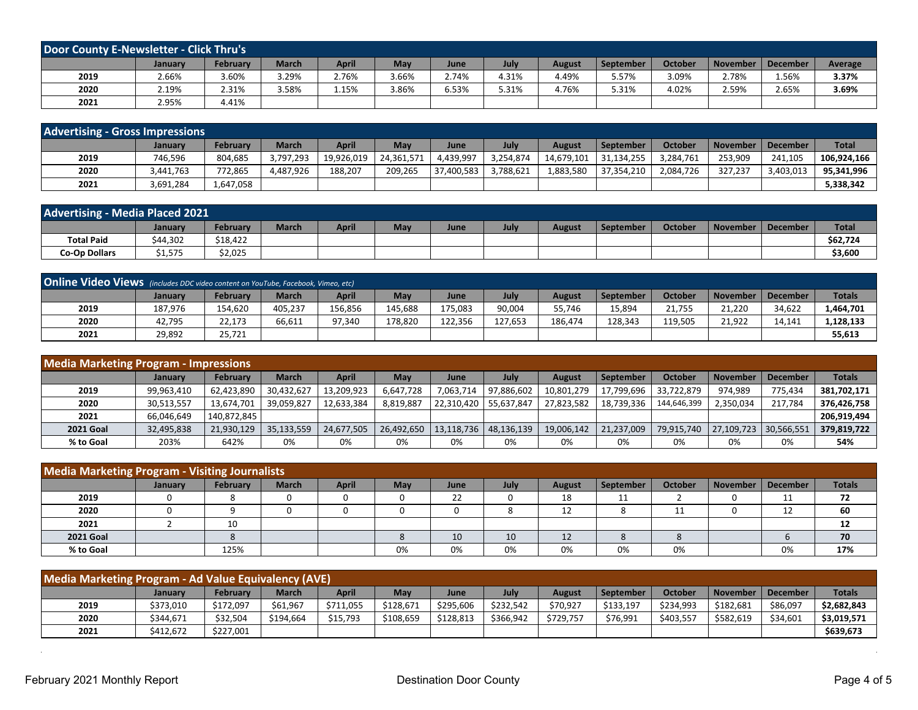## Door County E-Newsletter - Click Thru's

| | January | February | March | April | May | June | July | August | September | October | November | December | Average |
|---|---|---|---|---|---|---|---|---|---|---|---|---|---|
| **2019** | 2.66% | 3.60% | 3.29% | 2.76% | 3.66% | 2.74% | 4.31% | 4.49% | 5.57% | 3.09% | 2.78% | 1.56% | **3.37%** |
| **2020** | 2.19% | 2.31% | 3.58% | 1.15% | 3.86% | 6.53% | 5.31% | 4.76% | 5.31% | 4.02% | 2.59% | 2.65% | **3.69%** |
| **2021** | 2.95% | 4.41% | | | | | | | | | | | |

## Advertising - Gross Impressions

| | January | February | March | April | May | June | July | August | September | October | November | December | Total |
|---|---|---|---|---|---|---|---|---|---|---|---|---|---|
| **2019** | 746,596 | 804,685 | 3,797,293 | 19,926,019 | 24,361,571 | 4,439,997 | 3,254,874 | 14,679,101 | 31,134,255 | 3,284,761 | 253,909 | 241,105 | **106,924,166** |
| **2020** | 3,441,763 | 772,865 | 4,487,926 | 188,207 | 209,265 | 37,400,583 | 3,788,621 | 1,883,580 | 37,354,210 | 2,084,726 | 327,237 | 3,403,013 | **95,341,996** |
| **2021** | 3,691,284 | 1,647,058 | | | | | | | | | | | **5,338,342** |

## Advertising - Media Placed 2021

| | January | February | March | April | May | June | July | August | September | October | November | December | Total |
|---|---|---|---|---|---|---|---|---|---|---|---|---|---|
| **Total Paid** | $44,302 | $18,422 | | | | | | | | | | | **$62,724** |
| **Co-Op Dollars** | $1,575 | $2,025 | | | | | | | | | | | **$3,600** |

## Online Video Views *(includes DDC video content on YouTube, Facebook, Vimeo, etc)*

| | January | February | March | April | May | June | July | August | September | October | November | December | Totals |
|---|---|---|---|---|---|---|---|---|---|---|---|---|---|
| **2019** | 187,976 | 154,620 | 405,237 | 156,856 | 145,688 | 175,083 | 90,004 | 55,746 | 15,894 | 21,755 | 21,220 | 34,622 | **1,464,701** |
| **2020** | 42,795 | 22,173 | 66,611 | 97,340 | 178,820 | 122,356 | 127,653 | 186,474 | 128,343 | 119,505 | 21,922 | 14,141 | **1,128,133** |
| **2021** | 29,892 | 25,721 | | | | | | | | | | | **55,613** |

## Media Marketing Program - Impressions

| | January | February | March | April | May | June | July | August | September | October | November | December | Totals |
|---|---|---|---|---|---|---|---|---|---|---|---|---|---|
| **2019** | 99,963,410 | 62,423,890 | 30,432,627 | 13,209,923 | 6,647,728 | 7,063,714 | 97,886,602 | 10,801,279 | 17,799,696 | 33,722,879 | 974,989 | 775,434 | **381,702,171** |
| **2020** | 30,513,557 | 13,674,701 | 39,059,827 | 12,633,384 | 8,819,887 | 22,310,420 | 55,637,847 | 27,823,582 | 18,739,336 | 144,646,399 | 2,350,034 | 217,784 | **376,426,758** |
| **2021** | 66,046,649 | 140,872,845 | | | | | | | | | | | **206,919,494** |
| **2021 Goal** | 32,495,838 | 21,930,129 | 35,133,559 | 24,677,505 | 26,492,650 | 13,118,736 | 48,136,139 | 19,006,142 | 21,237,009 | 79,915,740 | 27,109,723 | 30,566,551 | **379,819,722** |
| **% to Goal** | 203% | 642% | 0% | 0% | 0% | 0% | 0% | 0% | 0% | 0% | 0% | 0% | **54%** |

## Media Marketing Program - Visiting Journalists

| | January | February | March | April | May | June | July | August | September | October | November | December | Totals |
|---|---|---|---|---|---|---|---|---|---|---|---|---|---|
| **2019** | 0 | 8 | 0 | 0 | 0 | 22 | 0 | 18 | 11 | 2 | 0 | 11 | **72** |
| **2020** | 0 | 9 | 0 | 0 | 0 | 0 | 8 | 12 | 8 | 11 | 0 | 12 | **60** |
| **2021** | 2 | 10 | | | | | | | | | | | **12** |
| **2021 Goal** | | 8 | | | 8 | 10 | 10 | 12 | 8 | 8 | | 6 | **70** |
| **% to Goal** | | 125% | | | 0% | 0% | 0% | 0% | 0% | 0% | | 0% | **17%** |

## Media Marketing Program - Ad Value Equivalency (AVE)

| | January | February | March | April | May | June | July | August | September | October | November | December | Totals |
|---|---|---|---|---|---|---|---|---|---|---|---|---|---|
| **2019** | $373,010 | $172,097 | $61,967 | $711,055 | $128,671 | $295,606 | $232,542 | $70,927 | $133,197 | $234,993 | $182,681 | $86,097 | **$2,682,843** |
| **2020** | $344,671 | $32,504 | $194,664 | $15,793 | $108,659 | $128,813 | $366,942 | $729,757 | $76,991 | $403,557 | $582,619 | $34,601 | **$3,019,571** |
| **2021** | $412,672 | $227,001 | | | | | | | | | | | **$639,673** |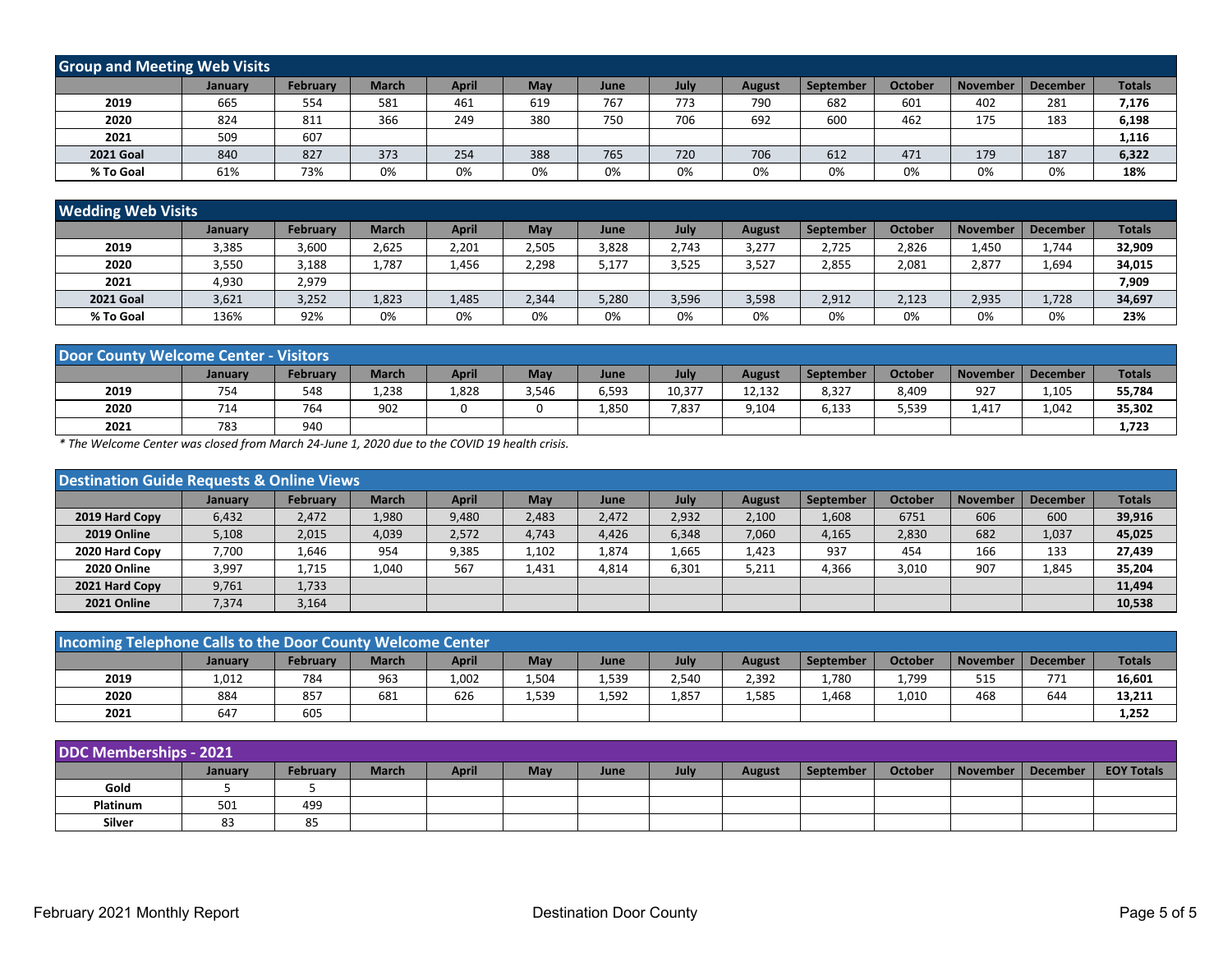## Group and Meeting Web Visits

| | January | February | March | April | May | June | July | August | September | October | November | December | Totals |
|---|---|---|---|---|---|---|---|---|---|---|---|---|---|
| 2019 | 665 | 554 | 581 | 461 | 619 | 767 | 773 | 790 | 682 | 601 | 402 | 281 | 7,176 |
| 2020 | 824 | 811 | 366 | 249 | 380 | 750 | 706 | 692 | 600 | 462 | 175 | 183 | 6,198 |
| 2021 | 509 | 607 | | | | | | | | | | | 1,116 |
| 2021 Goal | 840 | 827 | 373 | 254 | 388 | 765 | 720 | 706 | 612 | 471 | 179 | 187 | 6,322 |
| % To Goal | 61% | 73% | 0% | 0% | 0% | 0% | 0% | 0% | 0% | 0% | 0% | 0% | 18% |

## Wedding Web Visits

| | January | February | March | April | May | June | July | August | September | October | November | December | Totals |
|---|---|---|---|---|---|---|---|---|---|---|---|---|---|
| 2019 | 3,385 | 3,600 | 2,625 | 2,201 | 2,505 | 3,828 | 2,743 | 3,277 | 2,725 | 2,826 | 1,450 | 1,744 | 32,909 |
| 2020 | 3,550 | 3,188 | 1,787 | 1,456 | 2,298 | 5,177 | 3,525 | 3,527 | 2,855 | 2,081 | 2,877 | 1,694 | 34,015 |
| 2021 | 4,930 | 2,979 | | | | | | | | | | | 7,909 |
| 2021 Goal | 3,621 | 3,252 | 1,823 | 1,485 | 2,344 | 5,280 | 3,596 | 3,598 | 2,912 | 2,123 | 2,935 | 1,728 | 34,697 |
| % To Goal | 136% | 92% | 0% | 0% | 0% | 0% | 0% | 0% | 0% | 0% | 0% | 0% | 23% |

## Door County Welcome Center - Visitors

| | January | February | March | April | May | June | July | August | September | October | November | December | Totals |
|---|---|---|---|---|---|---|---|---|---|---|---|---|---|
| 2019 | 754 | 548 | 1,238 | 1,828 | 3,546 | 6,593 | 10,377 | 12,132 | 8,327 | 8,409 | 927 | 1,105 | 55,784 |
| 2020 | 714 | 764 | 902 | 0 | 0 | 1,850 | 7,837 | 9,104 | 6,133 | 5,539 | 1,417 | 1,042 | 35,302 |
| 2021 | 783 | 940 | | | | | | | | | | | 1,723 |

*\* The Welcome Center was closed from March 24-June 1, 2020 due to the COVID 19 health crisis.*

## Destination Guide Requests & Online Views

| | January | February | March | April | May | June | July | August | September | October | November | December | Totals |
|---|---|---|---|---|---|---|---|---|---|---|---|---|---|
| 2019 Hard Copy | 6,432 | 2,472 | 1,980 | 9,480 | 2,483 | 2,472 | 2,932 | 2,100 | 1,608 | 6751 | 606 | 600 | 39,916 |
| 2019 Online | 5,108 | 2,015 | 4,039 | 2,572 | 4,743 | 4,426 | 6,348 | 7,060 | 4,165 | 2,830 | 682 | 1,037 | 45,025 |
| 2020 Hard Copy | 7,700 | 1,646 | 954 | 9,385 | 1,102 | 1,874 | 1,665 | 1,423 | 937 | 454 | 166 | 133 | 27,439 |
| 2020 Online | 3,997 | 1,715 | 1,040 | 567 | 1,431 | 4,814 | 6,301 | 5,211 | 4,366 | 3,010 | 907 | 1,845 | 35,204 |
| 2021 Hard Copy | 9,761 | 1,733 | | | | | | | | | | | 11,494 |
| 2021 Online | 7,374 | 3,164 | | | | | | | | | | | 10,538 |

## Incoming Telephone Calls to the Door County Welcome Center

| | January | February | March | April | May | June | July | August | September | October | November | December | Totals |
|---|---|---|---|---|---|---|---|---|---|---|---|---|---|
| 2019 | 1,012 | 784 | 963 | 1,002 | 1,504 | 1,539 | 2,540 | 2,392 | 1,780 | 1,799 | 515 | 771 | 16,601 |
| 2020 | 884 | 857 | 681 | 626 | 1,539 | 1,592 | 1,857 | 1,585 | 1,468 | 1,010 | 468 | 644 | 13,211 |
| 2021 | 647 | 605 | | | | | | | | | | | 1,252 |

## DDC Memberships - 2021

| | January | February | March | April | May | June | July | August | September | October | November | December | EOY Totals |
|---|---|---|---|---|---|---|---|---|---|---|---|---|---|
| Gold | 5 | 5 | | | | | | | | | | | |
| Platinum | 501 | 499 | | | | | | | | | | | |
| Silver | 83 | 85 | | | | | | | | | | | |

February 2021 Monthly Report | Destination Door County